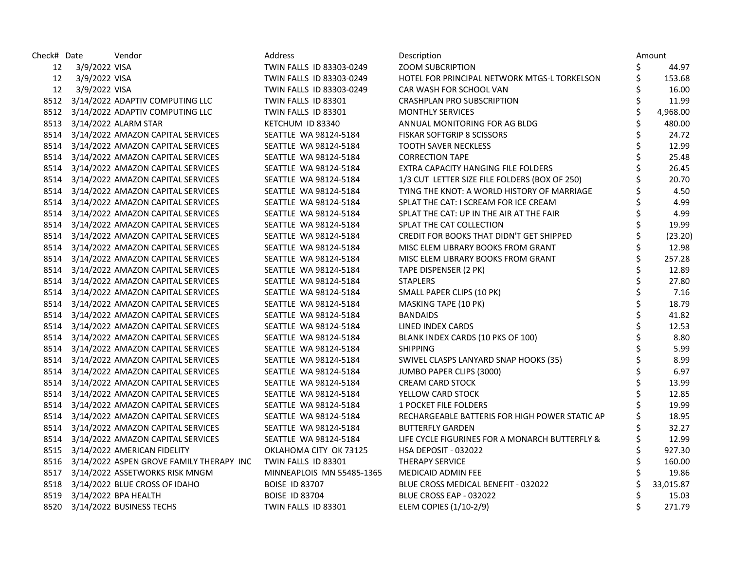| Check# | Date | Vendor | Address | Description | Amount |
|---|---|---|---|---|---|
| 12 | 3/9/2022 | VISA | TWIN FALLS ID 83303-0249 | ZOOM SUBCRIPTION | $ 44.97 |
| 12 | 3/9/2022 | VISA | TWIN FALLS ID 83303-0249 | HOTEL FOR PRINCIPAL NETWORK MTGS-L TORKELSON | $ 153.68 |
| 12 | 3/9/2022 | VISA | TWIN FALLS ID 83303-0249 | CAR WASH FOR SCHOOL VAN | $ 16.00 |
| 8512 | 3/14/2022 | ADAPTIV COMPUTING LLC | TWIN FALLS ID 83301 | CRASHPLAN PRO SUBSCRIPTION | $ 11.99 |
| 8512 | 3/14/2022 | ADAPTIV COMPUTING LLC | TWIN FALLS ID 83301 | MONTHLY SERVICES | $ 4,968.00 |
| 8513 | 3/14/2022 | ALARM STAR | KETCHUM ID 83340 | ANNUAL MONITORING FOR AG BLDG | $ 480.00 |
| 8514 | 3/14/2022 | AMAZON CAPITAL SERVICES | SEATTLE WA 98124-5184 | FISKAR SOFTGRIP 8 SCISSORS | $ 24.72 |
| 8514 | 3/14/2022 | AMAZON CAPITAL SERVICES | SEATTLE WA 98124-5184 | TOOTH SAVER NECKLESS | $ 12.99 |
| 8514 | 3/14/2022 | AMAZON CAPITAL SERVICES | SEATTLE WA 98124-5184 | CORRECTION TAPE | $ 25.48 |
| 8514 | 3/14/2022 | AMAZON CAPITAL SERVICES | SEATTLE WA 98124-5184 | EXTRA CAPACITY HANGING FILE FOLDERS | $ 26.45 |
| 8514 | 3/14/2022 | AMAZON CAPITAL SERVICES | SEATTLE WA 98124-5184 | 1/3 CUT LETTER SIZE FILE FOLDERS (BOX OF 250) | $ 20.70 |
| 8514 | 3/14/2022 | AMAZON CAPITAL SERVICES | SEATTLE WA 98124-5184 | TYING THE KNOT: A WORLD HISTORY OF MARRIAGE | $ 4.50 |
| 8514 | 3/14/2022 | AMAZON CAPITAL SERVICES | SEATTLE WA 98124-5184 | SPLAT THE CAT: I SCREAM FOR ICE CREAM | $ 4.99 |
| 8514 | 3/14/2022 | AMAZON CAPITAL SERVICES | SEATTLE WA 98124-5184 | SPLAT THE CAT: UP IN THE AIR AT THE FAIR | $ 4.99 |
| 8514 | 3/14/2022 | AMAZON CAPITAL SERVICES | SEATTLE WA 98124-5184 | SPLAT THE CAT COLLECTION | $ 19.99 |
| 8514 | 3/14/2022 | AMAZON CAPITAL SERVICES | SEATTLE WA 98124-5184 | CREDIT FOR BOOKS THAT DIDN'T GET SHIPPED | $ (23.20) |
| 8514 | 3/14/2022 | AMAZON CAPITAL SERVICES | SEATTLE WA 98124-5184 | MISC ELEM LIBRARY BOOKS FROM GRANT | $ 12.98 |
| 8514 | 3/14/2022 | AMAZON CAPITAL SERVICES | SEATTLE WA 98124-5184 | MISC ELEM LIBRARY BOOKS FROM GRANT | $ 257.28 |
| 8514 | 3/14/2022 | AMAZON CAPITAL SERVICES | SEATTLE WA 98124-5184 | TAPE DISPENSER (2 PK) | $ 12.89 |
| 8514 | 3/14/2022 | AMAZON CAPITAL SERVICES | SEATTLE WA 98124-5184 | STAPLERS | $ 27.80 |
| 8514 | 3/14/2022 | AMAZON CAPITAL SERVICES | SEATTLE WA 98124-5184 | SMALL PAPER CLIPS (10 PK) | $ 7.16 |
| 8514 | 3/14/2022 | AMAZON CAPITAL SERVICES | SEATTLE WA 98124-5184 | MASKING TAPE (10 PK) | $ 18.79 |
| 8514 | 3/14/2022 | AMAZON CAPITAL SERVICES | SEATTLE WA 98124-5184 | BANDAIDS | $ 41.82 |
| 8514 | 3/14/2022 | AMAZON CAPITAL SERVICES | SEATTLE WA 98124-5184 | LINED INDEX CARDS | $ 12.53 |
| 8514 | 3/14/2022 | AMAZON CAPITAL SERVICES | SEATTLE WA 98124-5184 | BLANK INDEX CARDS (10 PKS OF 100) | $ 8.80 |
| 8514 | 3/14/2022 | AMAZON CAPITAL SERVICES | SEATTLE WA 98124-5184 | SHIPPING | $ 5.99 |
| 8514 | 3/14/2022 | AMAZON CAPITAL SERVICES | SEATTLE WA 98124-5184 | SWIVEL CLASPS LANYARD SNAP HOOKS (35) | $ 8.99 |
| 8514 | 3/14/2022 | AMAZON CAPITAL SERVICES | SEATTLE WA 98124-5184 | JUMBO PAPER CLIPS (3000) | $ 6.97 |
| 8514 | 3/14/2022 | AMAZON CAPITAL SERVICES | SEATTLE WA 98124-5184 | CREAM CARD STOCK | $ 13.99 |
| 8514 | 3/14/2022 | AMAZON CAPITAL SERVICES | SEATTLE WA 98124-5184 | YELLOW CARD STOCK | $ 12.85 |
| 8514 | 3/14/2022 | AMAZON CAPITAL SERVICES | SEATTLE WA 98124-5184 | 1 POCKET FILE FOLDERS | $ 19.99 |
| 8514 | 3/14/2022 | AMAZON CAPITAL SERVICES | SEATTLE WA 98124-5184 | RECHARGEABLE BATTERIS FOR HIGH POWER STATIC AP | $ 18.95 |
| 8514 | 3/14/2022 | AMAZON CAPITAL SERVICES | SEATTLE WA 98124-5184 | BUTTERFLY GARDEN | $ 32.27 |
| 8514 | 3/14/2022 | AMAZON CAPITAL SERVICES | SEATTLE WA 98124-5184 | LIFE CYCLE FIGURINES FOR A MONARCH BUTTERFLY & | $ 12.99 |
| 8515 | 3/14/2022 | AMERICAN FIDELITY | OKLAHOMA CITY OK 73125 | HSA DEPOSIT - 032022 | $ 927.30 |
| 8516 | 3/14/2022 | ASPEN GROVE FAMILY THERAPY INC | TWIN FALLS ID 83301 | THERAPY SERVICE | $ 160.00 |
| 8517 | 3/14/2022 | ASSETWORKS RISK MNGM | MINNEAPLOIS MN 55485-1365 | MEDICAID ADMIN FEE | $ 19.86 |
| 8518 | 3/14/2022 | BLUE CROSS OF IDAHO | BOISE ID 83707 | BLUE CROSS MEDICAL BENEFIT - 032022 | $ 33,015.87 |
| 8519 | 3/14/2022 | BPA HEALTH | BOISE ID 83704 | BLUE CROSS EAP - 032022 | $ 15.03 |
| 8520 | 3/14/2022 | BUSINESS TECHS | TWIN FALLS ID 83301 | ELEM COPIES (1/10-2/9) | $ 271.79 |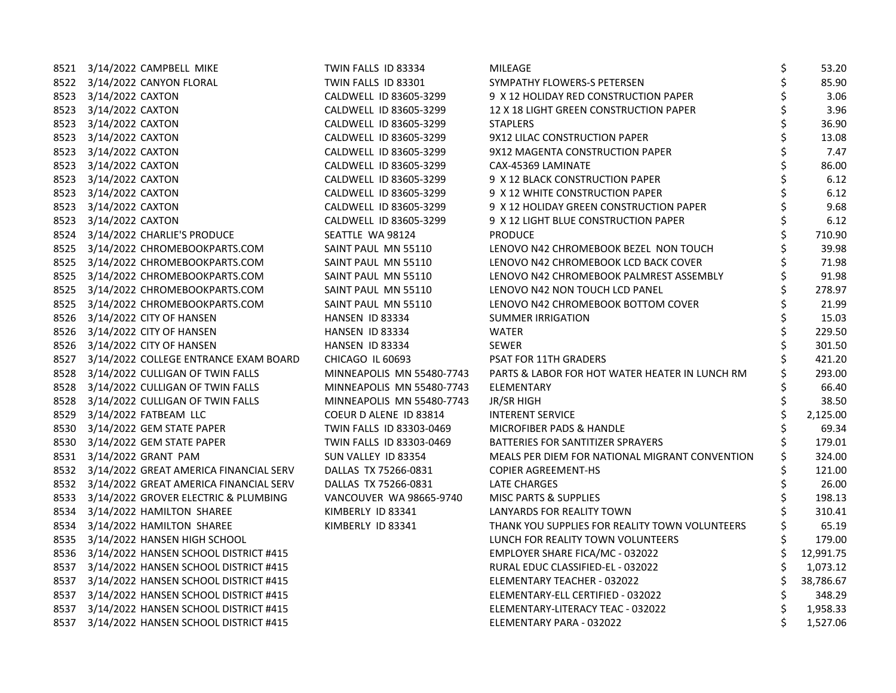| | | | | | |
|---|---|---|---|---|---|
| 8521 | 3/14/2022 CAMPBELL MIKE | TWIN FALLS ID 83334 | MILEAGE | $ | 53.20 |
| 8522 | 3/14/2022 CANYON FLORAL | TWIN FALLS ID 83301 | SYMPATHY FLOWERS-S PETERSEN | $ | 85.90 |
| 8523 | 3/14/2022 CAXTON | CALDWELL ID 83605-3299 | 9 X 12 HOLIDAY RED CONSTRUCTION PAPER | $ | 3.06 |
| 8523 | 3/14/2022 CAXTON | CALDWELL ID 83605-3299 | 12 X 18 LIGHT GREEN CONSTRUCTION PAPER | $ | 3.96 |
| 8523 | 3/14/2022 CAXTON | CALDWELL ID 83605-3299 | STAPLERS | $ | 36.90 |
| 8523 | 3/14/2022 CAXTON | CALDWELL ID 83605-3299 | 9X12 LILAC CONSTRUCTION PAPER | $ | 13.08 |
| 8523 | 3/14/2022 CAXTON | CALDWELL ID 83605-3299 | 9X12 MAGENTA CONSTRUCTION PAPER | $ | 7.47 |
| 8523 | 3/14/2022 CAXTON | CALDWELL ID 83605-3299 | CAX-45369 LAMINATE | $ | 86.00 |
| 8523 | 3/14/2022 CAXTON | CALDWELL ID 83605-3299 | 9 X 12 BLACK CONSTRUCTION PAPER | $ | 6.12 |
| 8523 | 3/14/2022 CAXTON | CALDWELL ID 83605-3299 | 9 X 12 WHITE CONSTRUCTION PAPER | $ | 6.12 |
| 8523 | 3/14/2022 CAXTON | CALDWELL ID 83605-3299 | 9 X 12 HOLIDAY GREEN CONSTRUCTION PAPER | $ | 9.68 |
| 8523 | 3/14/2022 CAXTON | CALDWELL ID 83605-3299 | 9 X 12 LIGHT BLUE CONSTRUCTION PAPER | $ | 6.12 |
| 8524 | 3/14/2022 CHARLIE'S PRODUCE | SEATTLE WA 98124 | PRODUCE | $ | 710.90 |
| 8525 | 3/14/2022 CHROMEBOOKPARTS.COM | SAINT PAUL MN 55110 | LENOVO N42 CHROMEBOOK BEZEL NON TOUCH | $ | 39.98 |
| 8525 | 3/14/2022 CHROMEBOOKPARTS.COM | SAINT PAUL MN 55110 | LENOVO N42 CHROMEBOOK LCD BACK COVER | $ | 71.98 |
| 8525 | 3/14/2022 CHROMEBOOKPARTS.COM | SAINT PAUL MN 55110 | LENOVO N42 CHROMEBOOK PALMREST ASSEMBLY | $ | 91.98 |
| 8525 | 3/14/2022 CHROMEBOOKPARTS.COM | SAINT PAUL MN 55110 | LENOVO N42 NON TOUCH LCD PANEL | $ | 278.97 |
| 8525 | 3/14/2022 CHROMEBOOKPARTS.COM | SAINT PAUL MN 55110 | LENOVO N42 CHROMEBOOK BOTTOM COVER | $ | 21.99 |
| 8526 | 3/14/2022 CITY OF HANSEN | HANSEN ID 83334 | SUMMER IRRIGATION | $ | 15.03 |
| 8526 | 3/14/2022 CITY OF HANSEN | HANSEN ID 83334 | WATER | $ | 229.50 |
| 8526 | 3/14/2022 CITY OF HANSEN | HANSEN ID 83334 | SEWER | $ | 301.50 |
| 8527 | 3/14/2022 COLLEGE ENTRANCE EXAM BOARD | CHICAGO IL 60693 | PSAT FOR 11TH GRADERS | $ | 421.20 |
| 8528 | 3/14/2022 CULLIGAN OF TWIN FALLS | MINNEAPOLIS MN 55480-7743 | PARTS & LABOR FOR HOT WATER HEATER IN LUNCH RM | $ | 293.00 |
| 8528 | 3/14/2022 CULLIGAN OF TWIN FALLS | MINNEAPOLIS MN 55480-7743 | ELEMENTARY | $ | 66.40 |
| 8528 | 3/14/2022 CULLIGAN OF TWIN FALLS | MINNEAPOLIS MN 55480-7743 | JR/SR HIGH | $ | 38.50 |
| 8529 | 3/14/2022 FATBEAM LLC | COEUR D ALENE ID 83814 | INTERENT SERVICE | $ | 2,125.00 |
| 8530 | 3/14/2022 GEM STATE PAPER | TWIN FALLS ID 83303-0469 | MICROFIBER PADS & HANDLE | $ | 69.34 |
| 8530 | 3/14/2022 GEM STATE PAPER | TWIN FALLS ID 83303-0469 | BATTERIES FOR SANTITIZER SPRAYERS | $ | 179.01 |
| 8531 | 3/14/2022 GRANT PAM | SUN VALLEY ID 83354 | MEALS PER DIEM FOR NATIONAL MIGRANT CONVENTION | $ | 324.00 |
| 8532 | 3/14/2022 GREAT AMERICA FINANCIAL SERV | DALLAS TX 75266-0831 | COPIER AGREEMENT-HS | $ | 121.00 |
| 8532 | 3/14/2022 GREAT AMERICA FINANCIAL SERV | DALLAS TX 75266-0831 | LATE CHARGES | $ | 26.00 |
| 8533 | 3/14/2022 GROVER ELECTRIC & PLUMBING | VANCOUVER WA 98665-9740 | MISC PARTS & SUPPLIES | $ | 198.13 |
| 8534 | 3/14/2022 HAMILTON SHAREE | KIMBERLY ID 83341 | LANYARDS FOR REALITY TOWN | $ | 310.41 |
| 8534 | 3/14/2022 HAMILTON SHAREE | KIMBERLY ID 83341 | THANK YOU SUPPLIES FOR REALITY TOWN VOLUNTEERS | $ | 65.19 |
| 8535 | 3/14/2022 HANSEN HIGH SCHOOL | | LUNCH FOR REALITY TOWN VOLUNTEERS | $ | 179.00 |
| 8536 | 3/14/2022 HANSEN SCHOOL DISTRICT #415 | | EMPLOYER SHARE FICA/MC - 032022 | $ | 12,991.75 |
| 8537 | 3/14/2022 HANSEN SCHOOL DISTRICT #415 | | RURAL EDUC CLASSIFIED-EL - 032022 | $ | 1,073.12 |
| 8537 | 3/14/2022 HANSEN SCHOOL DISTRICT #415 | | ELEMENTARY TEACHER - 032022 | $ | 38,786.67 |
| 8537 | 3/14/2022 HANSEN SCHOOL DISTRICT #415 | | ELEMENTARY-ELL CERTIFIED - 032022 | $ | 348.29 |
| 8537 | 3/14/2022 HANSEN SCHOOL DISTRICT #415 | | ELEMENTARY-LITERACY TEAC - 032022 | $ | 1,958.33 |
| 8537 | 3/14/2022 HANSEN SCHOOL DISTRICT #415 | | ELEMENTARY PARA - 032022 | $ | 1,527.06 |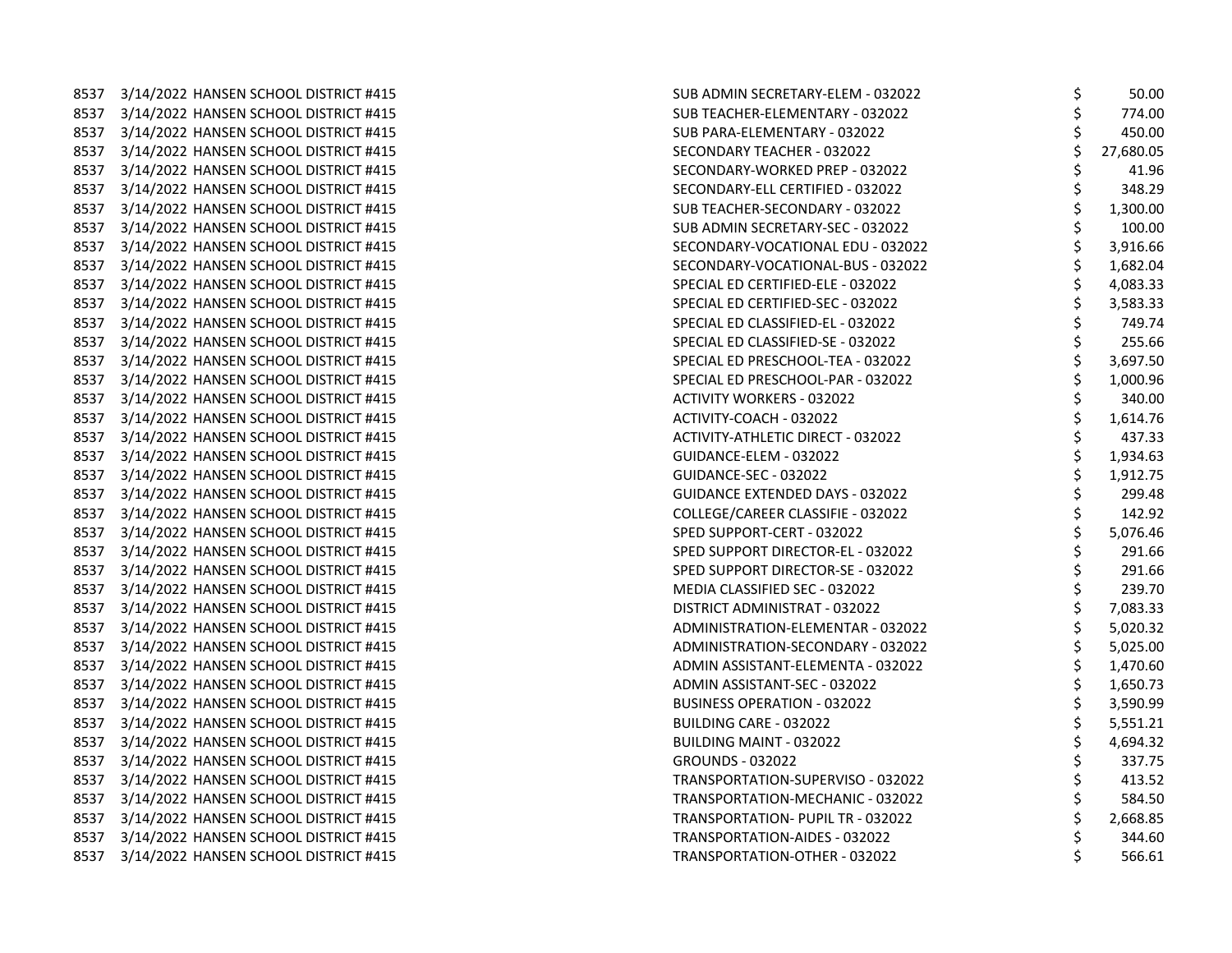| | | | | |
|---|---|---|---|---|
| 8537 | 3/14/2022 | HANSEN SCHOOL DISTRICT #415 | SUB ADMIN SECRETARY-ELEM - 032022 | $ 50.00 |
| 8537 | 3/14/2022 | HANSEN SCHOOL DISTRICT #415 | SUB TEACHER-ELEMENTARY - 032022 | $ 774.00 |
| 8537 | 3/14/2022 | HANSEN SCHOOL DISTRICT #415 | SUB PARA-ELEMENTARY - 032022 | $ 450.00 |
| 8537 | 3/14/2022 | HANSEN SCHOOL DISTRICT #415 | SECONDARY TEACHER - 032022 | $ 27,680.05 |
| 8537 | 3/14/2022 | HANSEN SCHOOL DISTRICT #415 | SECONDARY-WORKED PREP - 032022 | $ 41.96 |
| 8537 | 3/14/2022 | HANSEN SCHOOL DISTRICT #415 | SECONDARY-ELL CERTIFIED - 032022 | $ 348.29 |
| 8537 | 3/14/2022 | HANSEN SCHOOL DISTRICT #415 | SUB TEACHER-SECONDARY - 032022 | $ 1,300.00 |
| 8537 | 3/14/2022 | HANSEN SCHOOL DISTRICT #415 | SUB ADMIN SECRETARY-SEC - 032022 | $ 100.00 |
| 8537 | 3/14/2022 | HANSEN SCHOOL DISTRICT #415 | SECONDARY-VOCATIONAL EDU - 032022 | $ 3,916.66 |
| 8537 | 3/14/2022 | HANSEN SCHOOL DISTRICT #415 | SECONDARY-VOCATIONAL-BUS - 032022 | $ 1,682.04 |
| 8537 | 3/14/2022 | HANSEN SCHOOL DISTRICT #415 | SPECIAL ED CERTIFIED-ELE - 032022 | $ 4,083.33 |
| 8537 | 3/14/2022 | HANSEN SCHOOL DISTRICT #415 | SPECIAL ED CERTIFIED-SEC - 032022 | $ 3,583.33 |
| 8537 | 3/14/2022 | HANSEN SCHOOL DISTRICT #415 | SPECIAL ED CLASSIFIED-EL - 032022 | $ 749.74 |
| 8537 | 3/14/2022 | HANSEN SCHOOL DISTRICT #415 | SPECIAL ED CLASSIFIED-SE - 032022 | $ 255.66 |
| 8537 | 3/14/2022 | HANSEN SCHOOL DISTRICT #415 | SPECIAL ED PRESCHOOL-TEA - 032022 | $ 3,697.50 |
| 8537 | 3/14/2022 | HANSEN SCHOOL DISTRICT #415 | SPECIAL ED PRESCHOOL-PAR - 032022 | $ 1,000.96 |
| 8537 | 3/14/2022 | HANSEN SCHOOL DISTRICT #415 | ACTIVITY WORKERS - 032022 | $ 340.00 |
| 8537 | 3/14/2022 | HANSEN SCHOOL DISTRICT #415 | ACTIVITY-COACH - 032022 | $ 1,614.76 |
| 8537 | 3/14/2022 | HANSEN SCHOOL DISTRICT #415 | ACTIVITY-ATHLETIC DIRECT - 032022 | $ 437.33 |
| 8537 | 3/14/2022 | HANSEN SCHOOL DISTRICT #415 | GUIDANCE-ELEM - 032022 | $ 1,934.63 |
| 8537 | 3/14/2022 | HANSEN SCHOOL DISTRICT #415 | GUIDANCE-SEC - 032022 | $ 1,912.75 |
| 8537 | 3/14/2022 | HANSEN SCHOOL DISTRICT #415 | GUIDANCE EXTENDED DAYS - 032022 | $ 299.48 |
| 8537 | 3/14/2022 | HANSEN SCHOOL DISTRICT #415 | COLLEGE/CAREER CLASSIFIE - 032022 | $ 142.92 |
| 8537 | 3/14/2022 | HANSEN SCHOOL DISTRICT #415 | SPED SUPPORT-CERT - 032022 | $ 5,076.46 |
| 8537 | 3/14/2022 | HANSEN SCHOOL DISTRICT #415 | SPED SUPPORT DIRECTOR-EL - 032022 | $ 291.66 |
| 8537 | 3/14/2022 | HANSEN SCHOOL DISTRICT #415 | SPED SUPPORT DIRECTOR-SE - 032022 | $ 291.66 |
| 8537 | 3/14/2022 | HANSEN SCHOOL DISTRICT #415 | MEDIA CLASSIFIED SEC - 032022 | $ 239.70 |
| 8537 | 3/14/2022 | HANSEN SCHOOL DISTRICT #415 | DISTRICT ADMINISTRAT - 032022 | $ 7,083.33 |
| 8537 | 3/14/2022 | HANSEN SCHOOL DISTRICT #415 | ADMINISTRATION-ELEMENTAR - 032022 | $ 5,020.32 |
| 8537 | 3/14/2022 | HANSEN SCHOOL DISTRICT #415 | ADMINISTRATION-SECONDARY - 032022 | $ 5,025.00 |
| 8537 | 3/14/2022 | HANSEN SCHOOL DISTRICT #415 | ADMIN ASSISTANT-ELEMENTA - 032022 | $ 1,470.60 |
| 8537 | 3/14/2022 | HANSEN SCHOOL DISTRICT #415 | ADMIN ASSISTANT-SEC - 032022 | $ 1,650.73 |
| 8537 | 3/14/2022 | HANSEN SCHOOL DISTRICT #415 | BUSINESS OPERATION - 032022 | $ 3,590.99 |
| 8537 | 3/14/2022 | HANSEN SCHOOL DISTRICT #415 | BUILDING CARE - 032022 | $ 5,551.21 |
| 8537 | 3/14/2022 | HANSEN SCHOOL DISTRICT #415 | BUILDING MAINT - 032022 | $ 4,694.32 |
| 8537 | 3/14/2022 | HANSEN SCHOOL DISTRICT #415 | GROUNDS - 032022 | $ 337.75 |
| 8537 | 3/14/2022 | HANSEN SCHOOL DISTRICT #415 | TRANSPORTATION-SUPERVISO - 032022 | $ 413.52 |
| 8537 | 3/14/2022 | HANSEN SCHOOL DISTRICT #415 | TRANSPORTATION-MECHANIC - 032022 | $ 584.50 |
| 8537 | 3/14/2022 | HANSEN SCHOOL DISTRICT #415 | TRANSPORTATION- PUPIL TR - 032022 | $ 2,668.85 |
| 8537 | 3/14/2022 | HANSEN SCHOOL DISTRICT #415 | TRANSPORTATION-AIDES - 032022 | $ 344.60 |
| 8537 | 3/14/2022 | HANSEN SCHOOL DISTRICT #415 | TRANSPORTATION-OTHER - 032022 | $ 566.61 |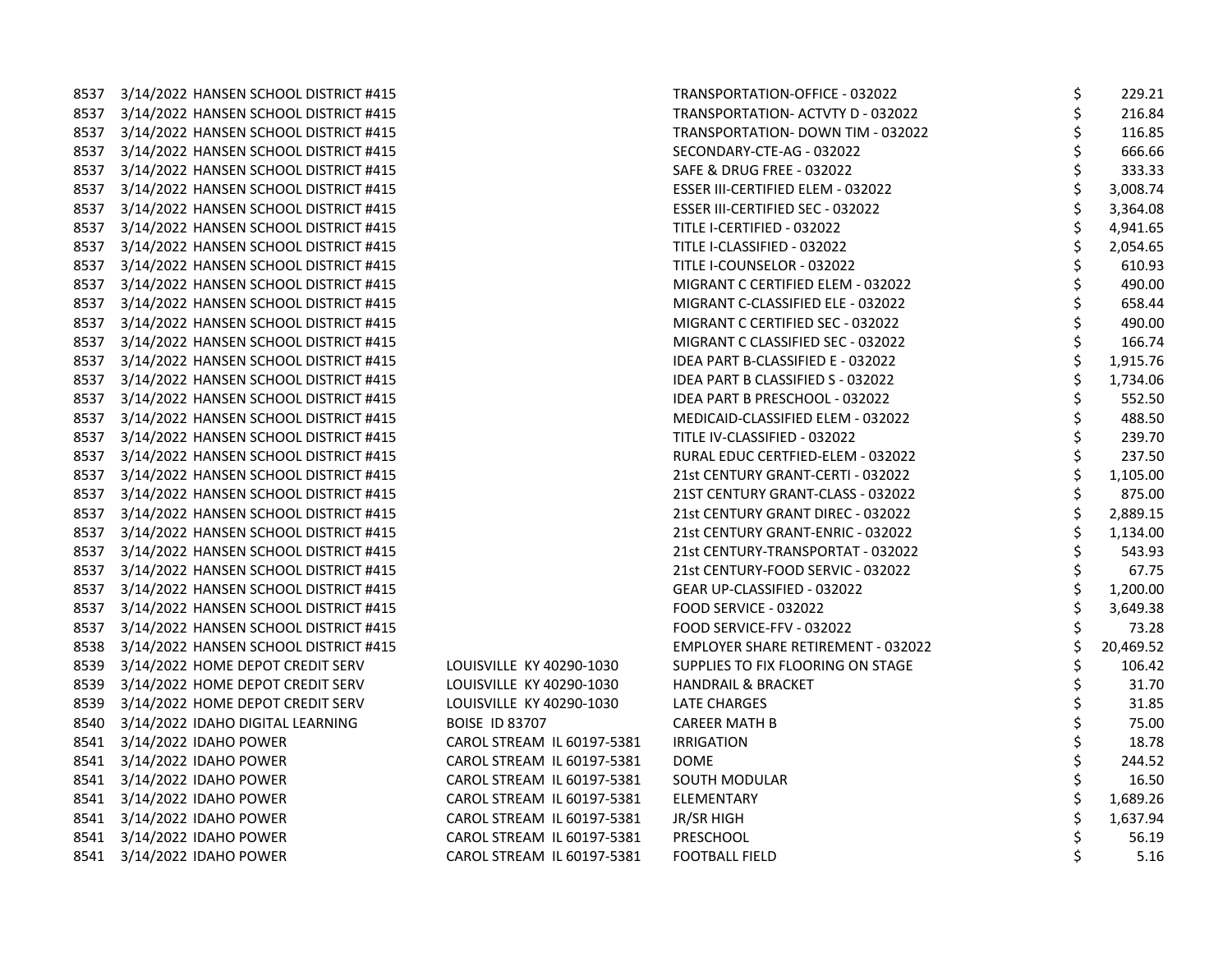| | | | | | |
|---|---|---|---|---|---|
| 8537 | 3/14/2022 | HANSEN SCHOOL DISTRICT #415 | | TRANSPORTATION-OFFICE - 032022 | $ 229.21 |
| 8537 | 3/14/2022 | HANSEN SCHOOL DISTRICT #415 | | TRANSPORTATION- ACTVTY D - 032022 | $ 216.84 |
| 8537 | 3/14/2022 | HANSEN SCHOOL DISTRICT #415 | | TRANSPORTATION- DOWN TIM - 032022 | $ 116.85 |
| 8537 | 3/14/2022 | HANSEN SCHOOL DISTRICT #415 | | SECONDARY-CTE-AG - 032022 | $ 666.66 |
| 8537 | 3/14/2022 | HANSEN SCHOOL DISTRICT #415 | | SAFE & DRUG FREE - 032022 | $ 333.33 |
| 8537 | 3/14/2022 | HANSEN SCHOOL DISTRICT #415 | | ESSER III-CERTIFIED ELEM - 032022 | $ 3,008.74 |
| 8537 | 3/14/2022 | HANSEN SCHOOL DISTRICT #415 | | ESSER III-CERTIFIED SEC - 032022 | $ 3,364.08 |
| 8537 | 3/14/2022 | HANSEN SCHOOL DISTRICT #415 | | TITLE I-CERTIFIED - 032022 | $ 4,941.65 |
| 8537 | 3/14/2022 | HANSEN SCHOOL DISTRICT #415 | | TITLE I-CLASSIFIED - 032022 | $ 2,054.65 |
| 8537 | 3/14/2022 | HANSEN SCHOOL DISTRICT #415 | | TITLE I-COUNSELOR - 032022 | $ 610.93 |
| 8537 | 3/14/2022 | HANSEN SCHOOL DISTRICT #415 | | MIGRANT C CERTIFIED ELEM - 032022 | $ 490.00 |
| 8537 | 3/14/2022 | HANSEN SCHOOL DISTRICT #415 | | MIGRANT C-CLASSIFIED ELE - 032022 | $ 658.44 |
| 8537 | 3/14/2022 | HANSEN SCHOOL DISTRICT #415 | | MIGRANT C CERTIFIED SEC - 032022 | $ 490.00 |
| 8537 | 3/14/2022 | HANSEN SCHOOL DISTRICT #415 | | MIGRANT C CLASSIFIED SEC - 032022 | $ 166.74 |
| 8537 | 3/14/2022 | HANSEN SCHOOL DISTRICT #415 | | IDEA PART B-CLASSIFIED E - 032022 | $ 1,915.76 |
| 8537 | 3/14/2022 | HANSEN SCHOOL DISTRICT #415 | | IDEA PART B CLASSIFIED S - 032022 | $ 1,734.06 |
| 8537 | 3/14/2022 | HANSEN SCHOOL DISTRICT #415 | | IDEA PART B PRESCHOOL - 032022 | $ 552.50 |
| 8537 | 3/14/2022 | HANSEN SCHOOL DISTRICT #415 | | MEDICAID-CLASSIFIED ELEM - 032022 | $ 488.50 |
| 8537 | 3/14/2022 | HANSEN SCHOOL DISTRICT #415 | | TITLE IV-CLASSIFIED - 032022 | $ 239.70 |
| 8537 | 3/14/2022 | HANSEN SCHOOL DISTRICT #415 | | RURAL EDUC CERTFIED-ELEM - 032022 | $ 237.50 |
| 8537 | 3/14/2022 | HANSEN SCHOOL DISTRICT #415 | | 21st CENTURY GRANT-CERTI - 032022 | $ 1,105.00 |
| 8537 | 3/14/2022 | HANSEN SCHOOL DISTRICT #415 | | 21ST CENTURY GRANT-CLASS - 032022 | $ 875.00 |
| 8537 | 3/14/2022 | HANSEN SCHOOL DISTRICT #415 | | 21st CENTURY GRANT DIREC - 032022 | $ 2,889.15 |
| 8537 | 3/14/2022 | HANSEN SCHOOL DISTRICT #415 | | 21st CENTURY GRANT-ENRIC - 032022 | $ 1,134.00 |
| 8537 | 3/14/2022 | HANSEN SCHOOL DISTRICT #415 | | 21st CENTURY-TRANSPORTAT - 032022 | $ 543.93 |
| 8537 | 3/14/2022 | HANSEN SCHOOL DISTRICT #415 | | 21st CENTURY-FOOD SERVIC - 032022 | $ 67.75 |
| 8537 | 3/14/2022 | HANSEN SCHOOL DISTRICT #415 | | GEAR UP-CLASSIFIED - 032022 | $ 1,200.00 |
| 8537 | 3/14/2022 | HANSEN SCHOOL DISTRICT #415 | | FOOD SERVICE - 032022 | $ 3,649.38 |
| 8537 | 3/14/2022 | HANSEN SCHOOL DISTRICT #415 | | FOOD SERVICE-FFV - 032022 | $ 73.28 |
| 8538 | 3/14/2022 | HANSEN SCHOOL DISTRICT #415 | | EMPLOYER SHARE RETIREMENT - 032022 | $ 20,469.52 |
| 8539 | 3/14/2022 | HOME DEPOT CREDIT SERV | LOUISVILLE KY 40290-1030 | SUPPLIES TO FIX FLOORING ON STAGE | $ 106.42 |
| 8539 | 3/14/2022 | HOME DEPOT CREDIT SERV | LOUISVILLE KY 40290-1030 | HANDRAIL & BRACKET | $ 31.70 |
| 8539 | 3/14/2022 | HOME DEPOT CREDIT SERV | LOUISVILLE KY 40290-1030 | LATE CHARGES | $ 31.85 |
| 8540 | 3/14/2022 | IDAHO DIGITAL LEARNING | BOISE ID 83707 | CAREER MATH B | $ 75.00 |
| 8541 | 3/14/2022 | IDAHO POWER | CAROL STREAM IL 60197-5381 | IRRIGATION | $ 18.78 |
| 8541 | 3/14/2022 | IDAHO POWER | CAROL STREAM IL 60197-5381 | DOME | $ 244.52 |
| 8541 | 3/14/2022 | IDAHO POWER | CAROL STREAM IL 60197-5381 | SOUTH MODULAR | $ 16.50 |
| 8541 | 3/14/2022 | IDAHO POWER | CAROL STREAM IL 60197-5381 | ELEMENTARY | $ 1,689.26 |
| 8541 | 3/14/2022 | IDAHO POWER | CAROL STREAM IL 60197-5381 | JR/SR HIGH | $ 1,637.94 |
| 8541 | 3/14/2022 | IDAHO POWER | CAROL STREAM IL 60197-5381 | PRESCHOOL | $ 56.19 |
| 8541 | 3/14/2022 | IDAHO POWER | CAROL STREAM IL 60197-5381 | FOOTBALL FIELD | $ 5.16 |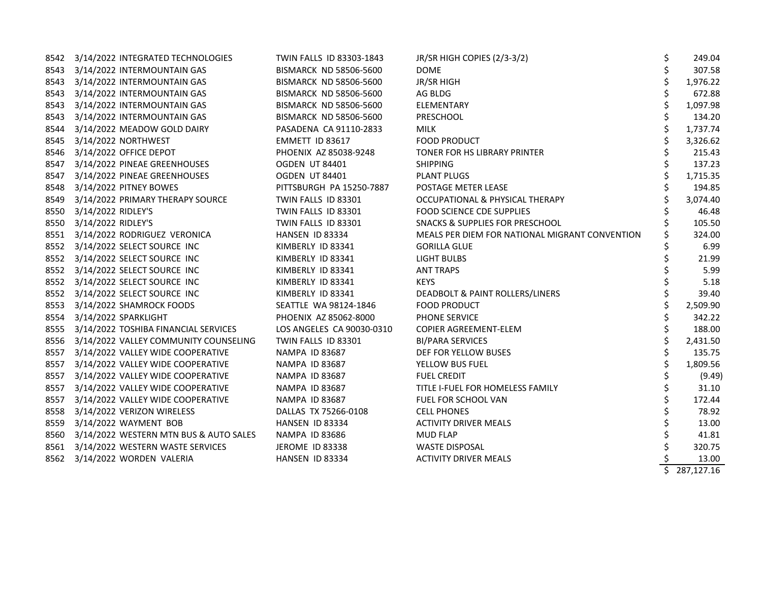| | | | | | |
|---|---|---|---|---|---|
| 8542 | 3/14/2022 | INTEGRATED TECHNOLOGIES | TWIN FALLS ID 83303-1843 | JR/SR HIGH COPIES (2/3-3/2) | $ 249.04 |
| 8543 | 3/14/2022 | INTERMOUNTAIN GAS | BISMARCK ND 58506-5600 | DOME | $ 307.58 |
| 8543 | 3/14/2022 | INTERMOUNTAIN GAS | BISMARCK ND 58506-5600 | JR/SR HIGH | $ 1,976.22 |
| 8543 | 3/14/2022 | INTERMOUNTAIN GAS | BISMARCK ND 58506-5600 | AG BLDG | $ 672.88 |
| 8543 | 3/14/2022 | INTERMOUNTAIN GAS | BISMARCK ND 58506-5600 | ELEMENTARY | $ 1,097.98 |
| 8543 | 3/14/2022 | INTERMOUNTAIN GAS | BISMARCK ND 58506-5600 | PRESCHOOL | $ 134.20 |
| 8544 | 3/14/2022 | MEADOW GOLD DAIRY | PASADENA CA 91110-2833 | MILK | $ 1,737.74 |
| 8545 | 3/14/2022 | NORTHWEST | EMMETT ID 83617 | FOOD PRODUCT | $ 3,326.62 |
| 8546 | 3/14/2022 | OFFICE DEPOT | PHOENIX AZ 85038-9248 | TONER FOR HS LIBRARY PRINTER | $ 215.43 |
| 8547 | 3/14/2022 | PINEAE GREENHOUSES | OGDEN UT 84401 | SHIPPING | $ 137.23 |
| 8547 | 3/14/2022 | PINEAE GREENHOUSES | OGDEN UT 84401 | PLANT PLUGS | $ 1,715.35 |
| 8548 | 3/14/2022 | PITNEY BOWES | PITTSBURGH PA 15250-7887 | POSTAGE METER LEASE | $ 194.85 |
| 8549 | 3/14/2022 | PRIMARY THERAPY SOURCE | TWIN FALLS ID 83301 | OCCUPATIONAL & PHYSICAL THERAPY | $ 3,074.40 |
| 8550 | 3/14/2022 | RIDLEY'S | TWIN FALLS ID 83301 | FOOD SCIENCE CDE SUPPLIES | $ 46.48 |
| 8550 | 3/14/2022 | RIDLEY'S | TWIN FALLS ID 83301 | SNACKS & SUPPLIES FOR PRESCHOOL | $ 105.50 |
| 8551 | 3/14/2022 | RODRIGUEZ VERONICA | HANSEN ID 83334 | MEALS PER DIEM FOR NATIONAL MIGRANT CONVENTION | $ 324.00 |
| 8552 | 3/14/2022 | SELECT SOURCE INC | KIMBERLY ID 83341 | GORILLA GLUE | $ 6.99 |
| 8552 | 3/14/2022 | SELECT SOURCE INC | KIMBERLY ID 83341 | LIGHT BULBS | $ 21.99 |
| 8552 | 3/14/2022 | SELECT SOURCE INC | KIMBERLY ID 83341 | ANT TRAPS | $ 5.99 |
| 8552 | 3/14/2022 | SELECT SOURCE INC | KIMBERLY ID 83341 | KEYS | $ 5.18 |
| 8552 | 3/14/2022 | SELECT SOURCE INC | KIMBERLY ID 83341 | DEADBOLT & PAINT ROLLERS/LINERS | $ 39.40 |
| 8553 | 3/14/2022 | SHAMROCK FOODS | SEATTLE WA 98124-1846 | FOOD PRODUCT | $ 2,509.90 |
| 8554 | 3/14/2022 | SPARKLIGHT | PHOENIX AZ 85062-8000 | PHONE SERVICE | $ 342.22 |
| 8555 | 3/14/2022 | TOSHIBA FINANCIAL SERVICES | LOS ANGELES CA 90030-0310 | COPIER AGREEMENT-ELEM | $ 188.00 |
| 8556 | 3/14/2022 | VALLEY COMMUNITY COUNSELING | TWIN FALLS ID 83301 | BI/PARA SERVICES | $ 2,431.50 |
| 8557 | 3/14/2022 | VALLEY WIDE COOPERATIVE | NAMPA ID 83687 | DEF FOR YELLOW BUSES | $ 135.75 |
| 8557 | 3/14/2022 | VALLEY WIDE COOPERATIVE | NAMPA ID 83687 | YELLOW BUS FUEL | $ 1,809.56 |
| 8557 | 3/14/2022 | VALLEY WIDE COOPERATIVE | NAMPA ID 83687 | FUEL CREDIT | $ (9.49) |
| 8557 | 3/14/2022 | VALLEY WIDE COOPERATIVE | NAMPA ID 83687 | TITLE I-FUEL FOR HOMELESS FAMILY | $ 31.10 |
| 8557 | 3/14/2022 | VALLEY WIDE COOPERATIVE | NAMPA ID 83687 | FUEL FOR SCHOOL VAN | $ 172.44 |
| 8558 | 3/14/2022 | VERIZON WIRELESS | DALLAS TX 75266-0108 | CELL PHONES | $ 78.92 |
| 8559 | 3/14/2022 | WAYMENT BOB | HANSEN ID 83334 | ACTIVITY DRIVER MEALS | $ 13.00 |
| 8560 | 3/14/2022 | WESTERN MTN BUS & AUTO SALES | NAMPA ID 83686 | MUD FLAP | $ 41.81 |
| 8561 | 3/14/2022 | WESTERN WASTE SERVICES | JEROME ID 83338 | WASTE DISPOSAL | $ 320.75 |
| 8562 | 3/14/2022 | WORDEN VALERIA | HANSEN ID 83334 | ACTIVITY DRIVER MEALS | $ 13.00 |
| | | | | | $ 287,127.16 |